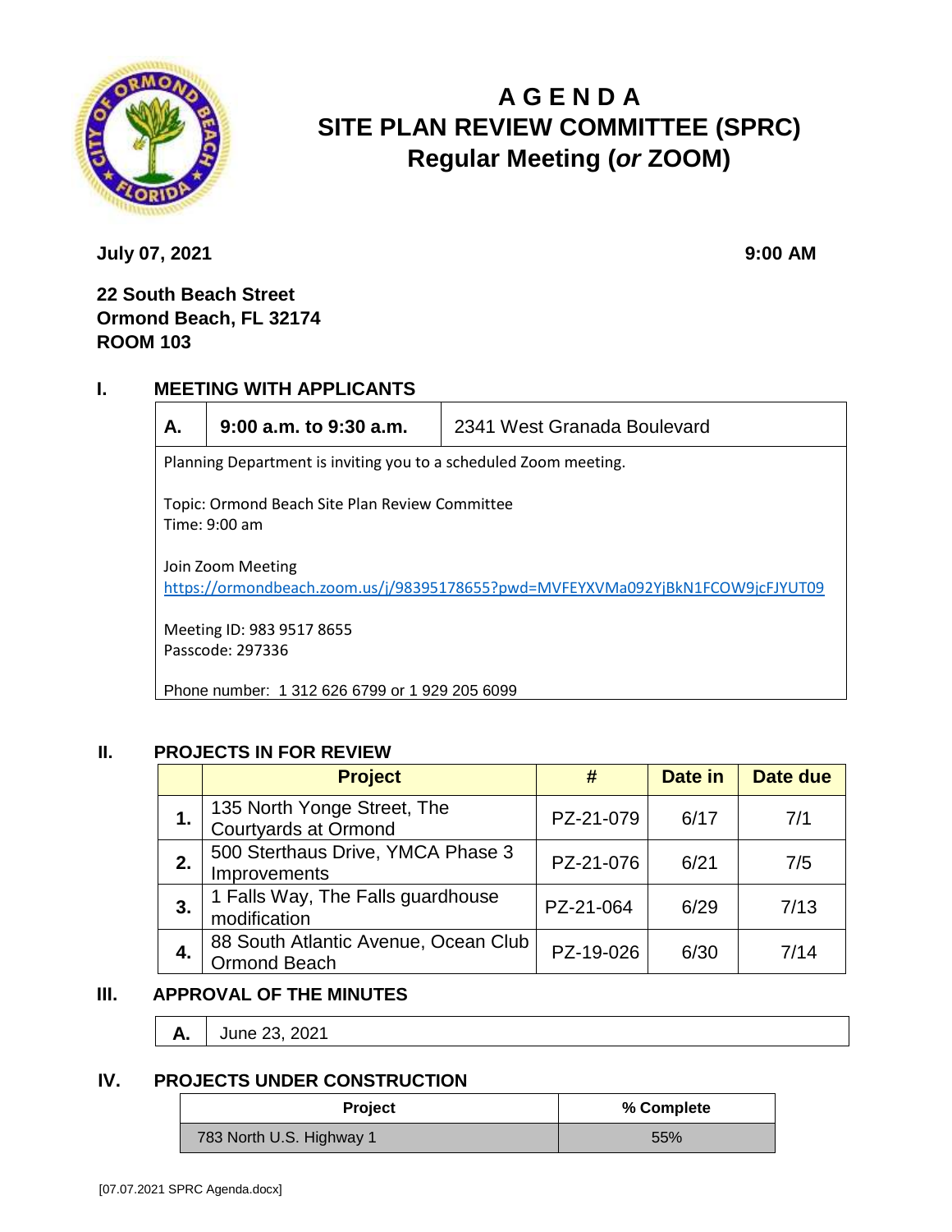# AGENDA
# SITE PLAN REVIEW COMMITTEE (SPRC)
# Regular Meeting (*or* ZOOM)

**July 07, 2021** **9:00 AM**

**22 South Beach Street**
**Ormond Beach, FL 32174**
**ROOM 103**

## I. MEETING WITH APPLICANTS

| **A.** | **9:00 a.m. to 9:30 a.m.** | 2341 West Granada Boulevard |
|---|---|---|

Planning Department is inviting you to a scheduled Zoom meeting.

Topic: Ormond Beach Site Plan Review Committee
Time: 9:00 am

Join Zoom Meeting
https://ormondbeach.zoom.us/j/98395178655?pwd=MVFEYXVMa092YjBkN1FCOW9jcFJYUT09

Meeting ID: 983 9517 8655
Passcode: 297336

Phone number: 1 312 626 6799 or 1 929 205 6099

## II. PROJECTS IN FOR REVIEW

| | Project | # | Date in | Date due |
|---|---|---|---|---|
| **1.** | 135 North Yonge Street, The Courtyards at Ormond | PZ-21-079 | 6/17 | 7/1 |
| **2.** | 500 Sterthaus Drive, YMCA Phase 3 Improvements | PZ-21-076 | 6/21 | 7/5 |
| **3.** | 1 Falls Way, The Falls guardhouse modification | PZ-21-064 | 6/29 | 7/13 |
| **4.** | 88 South Atlantic Avenue, Ocean Club Ormond Beach | PZ-19-026 | 6/30 | 7/14 |

## III. APPROVAL OF THE MINUTES

| **A.** | June 23, 2021 |
|---|---|

## IV. PROJECTS UNDER CONSTRUCTION

| Project | % Complete |
|---|---|
| 783 North U.S. Highway 1 | 55% |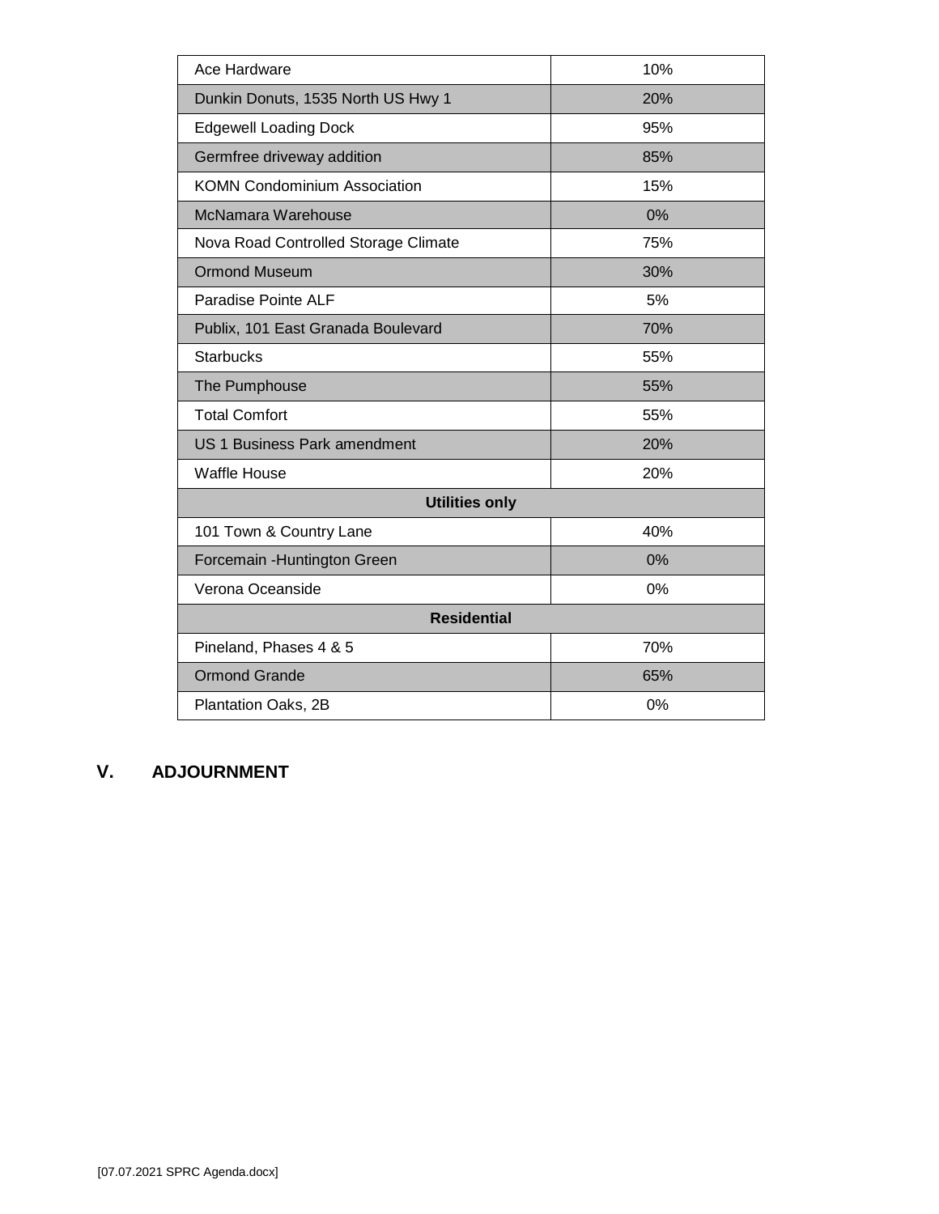| | |
|---|---|
| Ace Hardware | 10% |
| Dunkin Donuts, 1535 North US Hwy 1 | 20% |
| Edgewell Loading Dock | 95% |
| Germfree driveway addition | 85% |
| KOMN Condominium Association | 15% |
| McNamara Warehouse | 0% |
| Nova Road Controlled Storage Climate | 75% |
| Ormond Museum | 30% |
| Paradise Pointe ALF | 5% |
| Publix, 101 East Granada Boulevard | 70% |
| Starbucks | 55% |
| The Pumphouse | 55% |
| Total Comfort | 55% |
| US 1 Business Park amendment | 20% |
| Waffle House | 20% |
| **Utilities only** | |
| 101 Town & Country Lane | 40% |
| Forcemain -Huntington Green | 0% |
| Verona Oceanside | 0% |
| **Residential** | |
| Pineland, Phases 4 & 5 | 70% |
| Ormond Grande | 65% |
| Plantation Oaks, 2B | 0% |

## V. ADJOURNMENT

[07.07.2021 SPRC Agenda.docx]